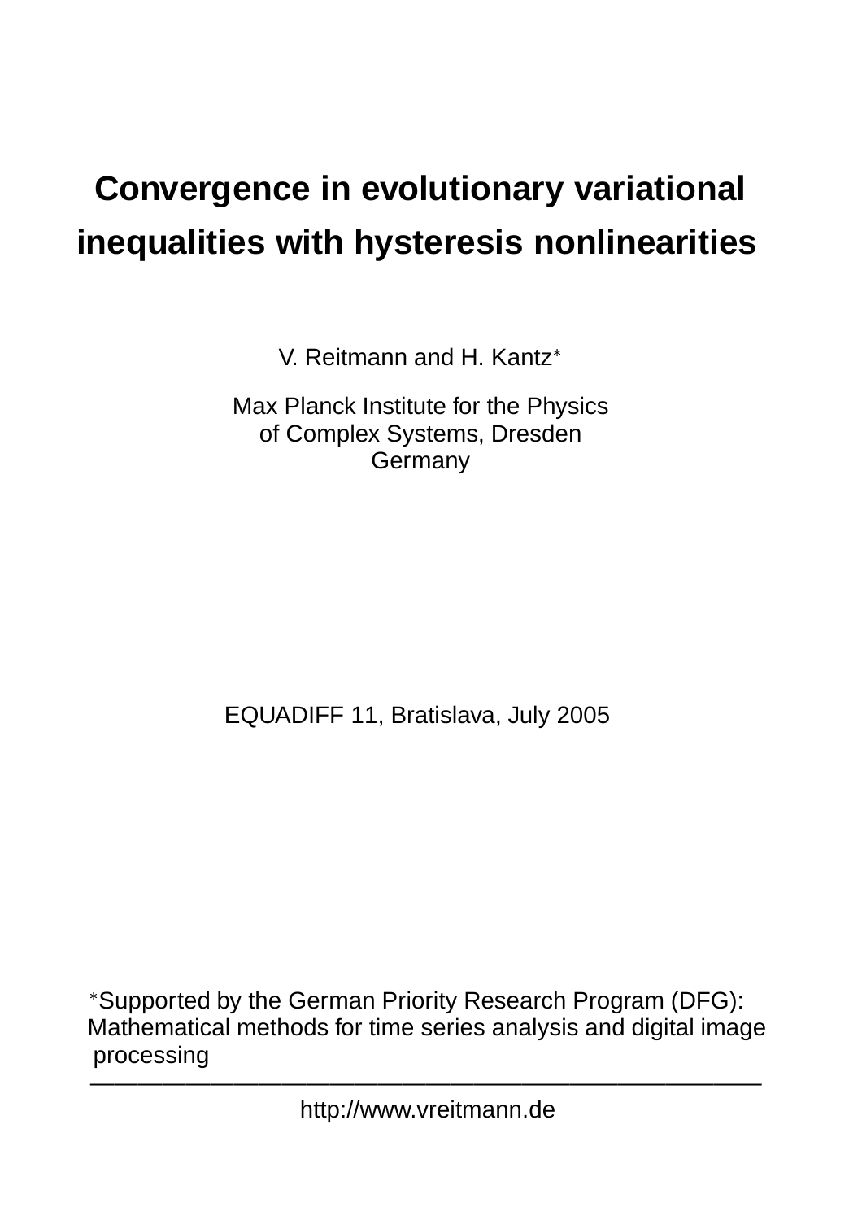# Convergence in evolutionary variational inequalities with hysteresis nonlinearities

V. Reitmann and H. Kantz*

Max Planck Institute for the Physics
of Complex Systems, Dresden
Germany

EQUADIFF 11, Bratislava, July 2005

*Supported by the German Priority Research Program (DFG): Mathematical methods for time series analysis and digital image processing

---

http://www.vreitmann.de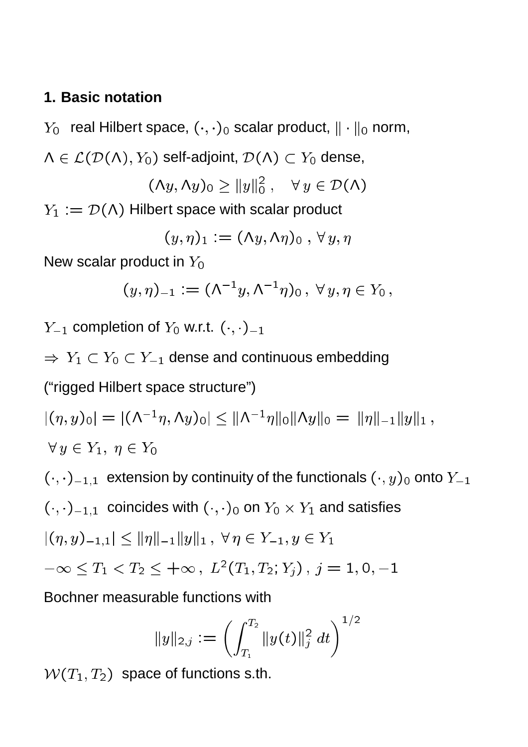## 1. Basic notation

$Y_0$ real Hilbert space, $(\cdot,\cdot)_0$ scalar product, $\|\cdot\|_0$ norm,

$\Lambda \in \mathcal{L}(\mathcal{D}(\Lambda), Y_0)$ self-adjoint, $\mathcal{D}(\Lambda) \subset Y_0$ dense,

$$(\Lambda y, \Lambda y)_0 \geq \|y\|_0^2 \,, \quad \forall\, y \in \mathcal{D}(\Lambda)$$

$Y_1 := \mathcal{D}(\Lambda)$ Hilbert space with scalar product

$$(y,\eta)_1 := (\Lambda y, \Lambda \eta)_0 \,,\, \forall\, y, \eta$$

New scalar product in $Y_0$

$$(y,\eta)_{-1} := (\Lambda^{-1} y, \Lambda^{-1} \eta)_0 \,,\, \forall\, y, \eta \in Y_0 \,,$$

$Y_{-1}$ completion of $Y_0$ w.r.t. $(\cdot,\cdot)_{-1}$

$\Rightarrow\ Y_1 \subset Y_0 \subset Y_{-1}$ dense and continuous embedding

("rigged Hilbert space structure")

$|(\eta, y)_0| = |(\Lambda^{-1}\eta, \Lambda y)_0| \leq \|\Lambda^{-1}\eta\|_0 \|\Lambda y\|_0 = \|\eta\|_{-1}\|y\|_1 \,,$

$\forall\, y \in Y_1,\ \eta \in Y_0$

$(\cdot,\cdot)_{-1,1}$ extension by continuity of the functionals $(\cdot, y)_0$ onto $Y_{-1}$

$(\cdot,\cdot)_{-1,1}$ coincides with $(\cdot,\cdot)_0$ on $Y_0 \times Y_1$ and satisfies

$|(\eta, y)_{-1,1}| \leq \|\eta\|_{-1}\|y\|_1 \,,\ \forall\, \eta \in Y_{-1}, y \in Y_1$

$-\infty \leq T_1 < T_2 \leq +\infty \,,\ L^2(T_1, T_2; Y_j) \,,\ j = 1, 0, -1$

Bochner measurable functions with

$$\|y\|_{2,j} := \left( \int_{T_1}^{T_2} \|y(t)\|_j^2 \, dt \right)^{1/2}$$

$\mathcal{W}(T_1, T_2)$ space of functions s.th.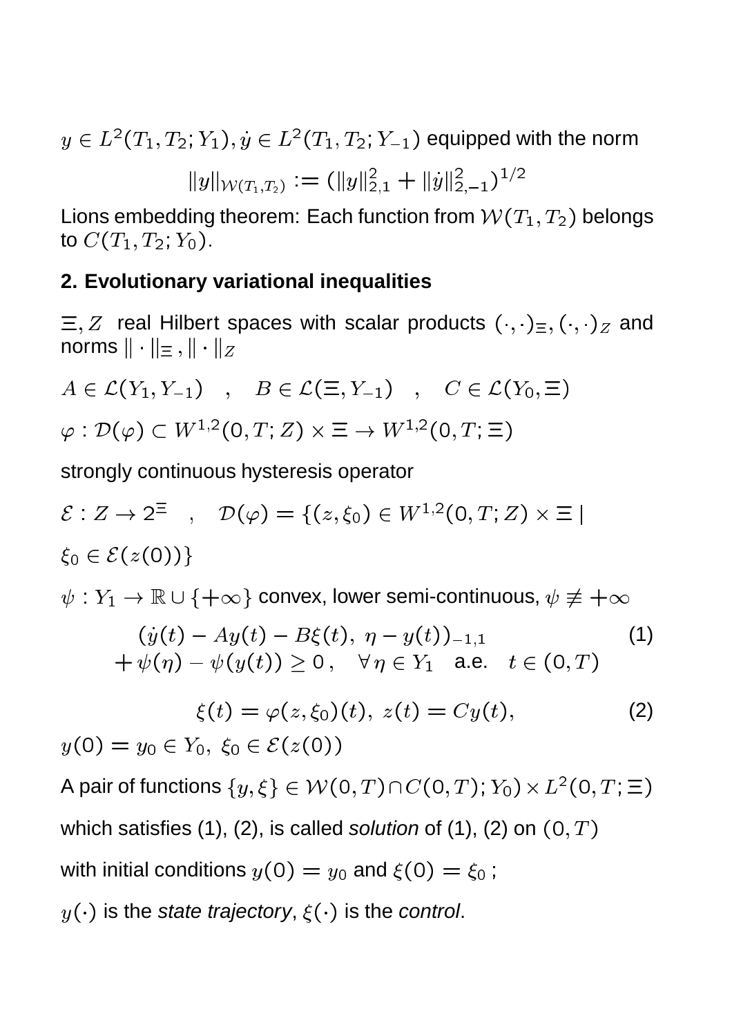$y \in L^2(T_1,T_2;Y_1), \dot{y} \in L^2(T_1,T_2;Y_{-1})$ equipped with the norm

$$\|y\|_{\mathcal{W}(T_1,T_2)} := (\|y\|_{2,1}^2 + \|\dot{y}\|_{2,-1}^2)^{1/2}$$

Lions embedding theorem: Each function from $\mathcal{W}(T_1,T_2)$ belongs to $C(T_1,T_2;Y_0)$.

## 2. Evolutionary variational inequalities

$\Xi, Z$ real Hilbert spaces with scalar products $(\cdot,\cdot)_\Xi, (\cdot,\cdot)_Z$ and norms $\|\cdot\|_\Xi, \|\cdot\|_Z$

$A \in \mathcal{L}(Y_1, Y_{-1}) \quad , \quad B \in \mathcal{L}(\Xi, Y_{-1}) \quad , \quad C \in \mathcal{L}(Y_0, \Xi)$

$\varphi : \mathcal{D}(\varphi) \subset W^{1,2}(0,T;Z) \times \Xi \to W^{1,2}(0,T;\Xi)$

strongly continuous hysteresis operator

$\mathcal{E} : Z \to 2^\Xi \quad , \quad \mathcal{D}(\varphi) = \{(z,\xi_0) \in W^{1,2}(0,T;Z) \times \Xi \mid$

$\xi_0 \in \mathcal{E}(z(0))\}$

$\psi : Y_1 \to \mathbb{R} \cup \{+\infty\}$ convex, lower semi-continuous, $\psi \not\equiv +\infty$

$$\begin{aligned} &(\dot{y}(t) - Ay(t) - B\xi(t),\ \eta - y(t))_{-1,1} \\ &+ \psi(\eta) - \psi(y(t)) \geq 0\,, \quad \forall\, \eta \in Y_1 \quad \text{a.e.} \quad t \in (0,T) \end{aligned} \tag{1}$$

$$\xi(t) = \varphi(z,\xi_0)(t),\ z(t) = Cy(t), \tag{2}$$

$y(0) = y_0 \in Y_0,\ \xi_0 \in \mathcal{E}(z(0))$

A pair of functions $\{y,\xi\} \in \mathcal{W}(0,T) \cap C(0,T);Y_0) \times L^2(0,T;\Xi)$

which satisfies (1), (2), is called *solution* of (1), (2) on $(0,T)$

with initial conditions $y(0) = y_0$ and $\xi(0) = \xi_0$ ;

$y(\cdot)$ is the *state trajectory*, $\xi(\cdot)$ is the *control*.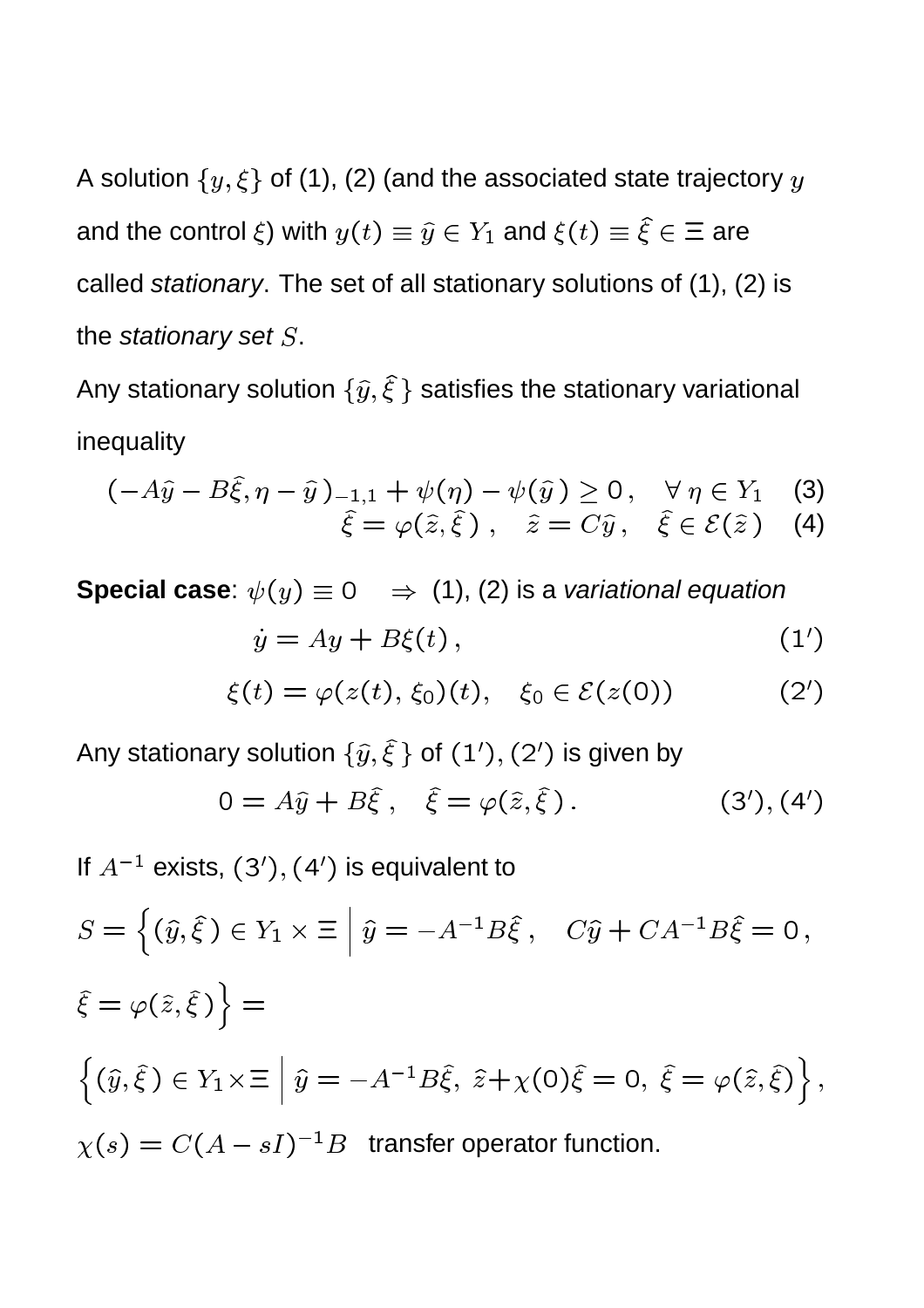A solution $\{y, \xi\}$ of (1), (2) (and the associated state trajectory $y$ and the control $\xi$) with $y(t) \equiv \widehat{y} \in Y_1$ and $\xi(t) \equiv \widehat{\xi} \in \Xi$ are called *stationary*. The set of all stationary solutions of (1), (2) is the *stationary set* $S$.

Any stationary solution $\{\widehat{y}, \widehat{\xi}\,\}$ satisfies the stationary variational inequality

$$(-A\widehat{y} - B\widehat{\xi}, \eta - \widehat{y}\,)_{-1,1} + \psi(\eta) - \psi(\widehat{y}\,) \geq 0\,, \quad \forall\, \eta \in Y_1 \quad (3)$$

$$\widehat{\xi} = \varphi(\widehat{z}, \widehat{\xi}\,)\,, \quad \widehat{z} = C\widehat{y}\,, \quad \widehat{\xi} \in \mathcal{E}(\widehat{z}\,) \quad (4)$$

**Special case**: $\psi(y) \equiv 0 \quad \Rightarrow$ (1), (2) is a *variational equation*

$$\dot{y} = Ay + B\xi(t)\,, \qquad (1')$$

$$\xi(t) = \varphi(z(t), \xi_0)(t), \quad \xi_0 \in \mathcal{E}(z(0)) \qquad (2')$$

Any stationary solution $\{\widehat{y}, \widehat{\xi}\,\}$ of $(1'), (2')$ is given by

$$0 = A\widehat{y} + B\widehat{\xi}\,, \quad \widehat{\xi} = \varphi(\widehat{z}, \widehat{\xi}\,)\,. \qquad (3'), (4')$$

If $A^{-1}$ exists, $(3'), (4')$ is equivalent to

$$S = \Big\{(\widehat{y}, \widehat{\xi}\,) \in Y_1 \times \Xi \;\Big|\; \widehat{y} = -A^{-1}B\widehat{\xi}\,, \quad C\widehat{y} + CA^{-1}B\widehat{\xi} = 0\,, \; \widehat{\xi} = \varphi(\widehat{z}, \widehat{\xi}\,)\Big\} =$$

$$\Big\{(\widehat{y}, \widehat{\xi}\,) \in Y_1 \times \Xi \;\Big|\; \widehat{y} = -A^{-1}B\widehat{\xi},\; \widehat{z} + \chi(0)\widehat{\xi} = 0,\; \widehat{\xi} = \varphi(\widehat{z}, \widehat{\xi})\Big\},$$

$\chi(s) = C(A - sI)^{-1}B$ transfer operator function.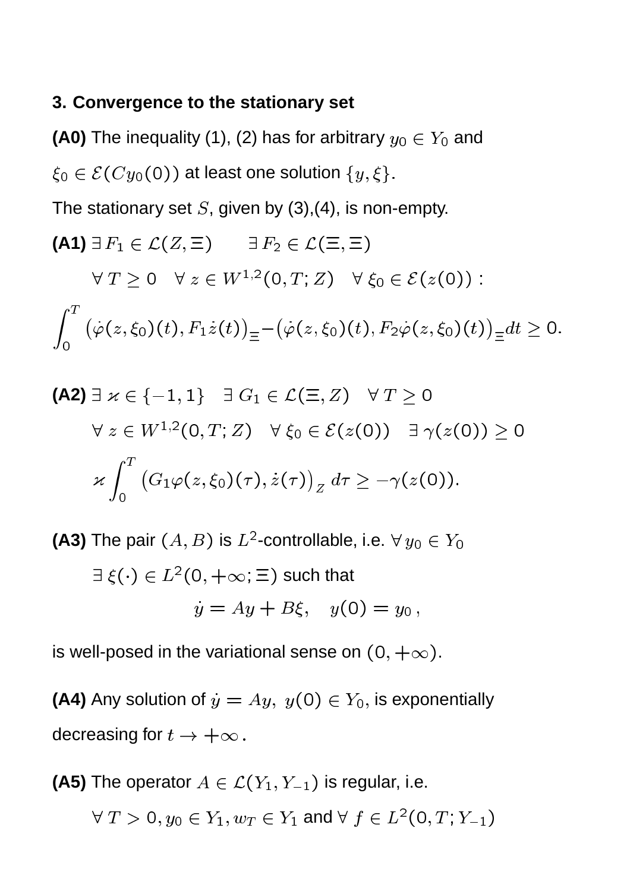## 3. Convergence to the stationary set

**(A0)** The inequality (1), (2) has for arbitrary $y_0 \in Y_0$ and $\xi_0 \in \mathcal{E}(Cy_0(0))$ at least one solution $\{y, \xi\}$.

The stationary set $S$, given by (3),(4), is non-empty.

**(A1)** $\exists\, F_1 \in \mathcal{L}(Z, \Xi) \qquad \exists\, F_2 \in \mathcal{L}(\Xi, \Xi)$

$\forall\, T \geq 0 \quad \forall\, z \in W^{1,2}(0, T; Z) \quad \forall\, \xi_0 \in \mathcal{E}(z(0))$ :

$$\int_0^T \big(\dot{\varphi}(z, \xi_0)(t), F_1 \dot{z}(t)\big)_\Xi - \big(\dot{\varphi}(z, \xi_0)(t), F_2 \dot{\varphi}(z, \xi_0)(t)\big)_\Xi dt \geq 0.$$

**(A2)** $\exists\, \varkappa \in \{-1, 1\} \quad \exists\, G_1 \in \mathcal{L}(\Xi, Z) \quad \forall\, T \geq 0$

$\forall\, z \in W^{1,2}(0, T; Z) \quad \forall\, \xi_0 \in \mathcal{E}(z(0)) \quad \exists\, \gamma(z(0)) \geq 0$

$$\varkappa \int_0^T \big(G_1 \varphi(z, \xi_0)(\tau), \dot{z}(\tau)\big)_Z \, d\tau \geq -\gamma(z(0)).$$

**(A3)** The pair $(A, B)$ is $L^2$-controllable, i.e. $\forall\, y_0 \in Y_0$

$\exists\, \xi(\cdot) \in L^2(0, +\infty; \Xi)$ such that

$$\dot{y} = Ay + B\xi, \quad y(0) = y_0\,,$$

is well-posed in the variational sense on $(0, +\infty)$.

**(A4)** Any solution of $\dot{y} = Ay,\ y(0) \in Y_0$, is exponentially decreasing for $t \to +\infty$.

**(A5)** The operator $A \in \mathcal{L}(Y_1, Y_{-1})$ is regular, i.e.

$\forall\, T > 0, y_0 \in Y_1, w_T \in Y_1$ and $\forall\, f \in L^2(0, T; Y_{-1})$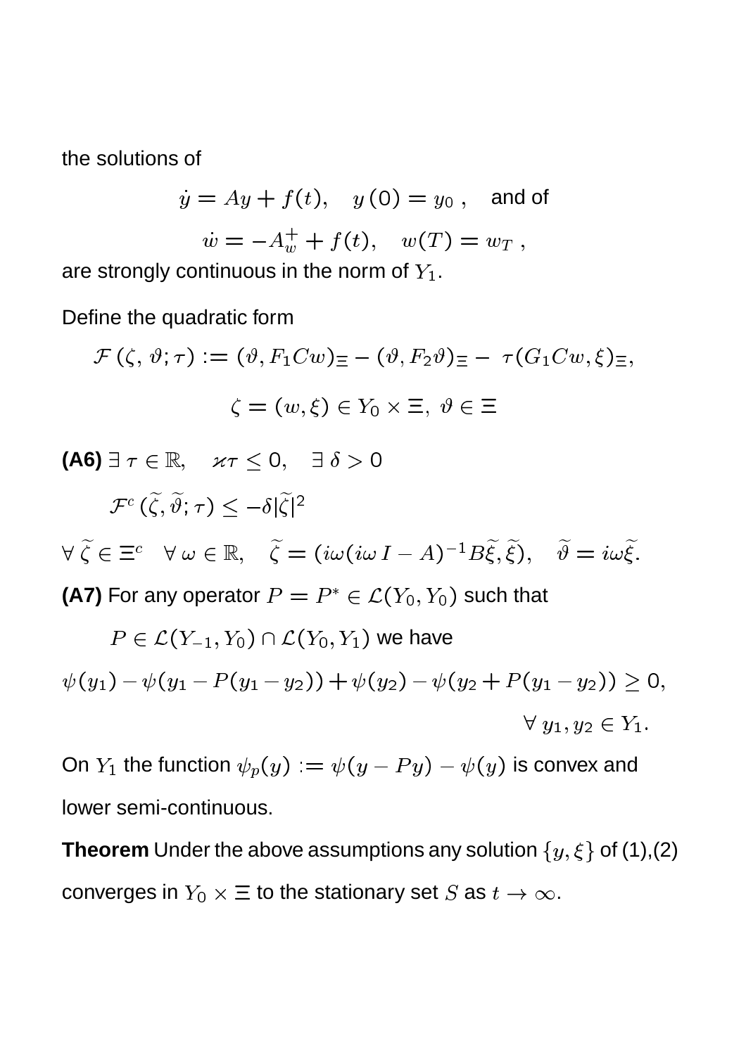the solutions of

$$\dot{y} = Ay + f(t), \quad y(0) = y_0 \,, \quad \text{and of}$$

$$\dot{w} = -A_w^+ + f(t), \quad w(T) = w_T \,,$$

are strongly continuous in the norm of $Y_1$.

Define the quadratic form

$$\mathcal{F}\,(\zeta,\,\vartheta;\tau) := (\vartheta, F_1 C w)_\Xi - (\vartheta, F_2 \vartheta)_\Xi - \,\tau (G_1 C w, \xi)_\Xi,$$

$$\zeta = (w, \xi) \in Y_0 \times \Xi,\; \vartheta \in \Xi$$

**(A6)** $\exists\, \tau \in \mathbb{R}, \quad \varkappa\tau \leq 0, \quad \exists\, \delta > 0$

$$\mathcal{F}^c\,(\widetilde{\zeta}, \widetilde{\vartheta}; \tau) \leq -\delta |\widetilde{\zeta}|^2$$

$$\forall\, \widetilde{\zeta} \in \Xi^c \quad \forall\, \omega \in \mathbb{R}, \quad \widetilde{\zeta} = (i\omega(i\omega\, I - A)^{-1} B\widetilde{\xi}, \widetilde{\xi}), \quad \widetilde{\vartheta} = i\omega\widetilde{\xi}.$$

**(A7)** For any operator $P = P^* \in \mathcal{L}(Y_0, Y_0)$ such that

$P \in \mathcal{L}(Y_{-1}, Y_0) \cap \mathcal{L}(Y_0, Y_1)$ we have

$$\psi(y_1) - \psi(y_1 - P(y_1 - y_2)) + \psi(y_2) - \psi(y_2 + P(y_1 - y_2)) \geq 0,$$

$$\forall\, y_1, y_2 \in Y_1.$$

On $Y_1$ the function $\psi_p(y) := \psi(y - Py) - \psi(y)$ is convex and lower semi-continuous.

**Theorem** Under the above assumptions any solution $\{y, \xi\}$ of (1),(2) converges in $Y_0 \times \Xi$ to the stationary set $S$ as $t \to \infty$.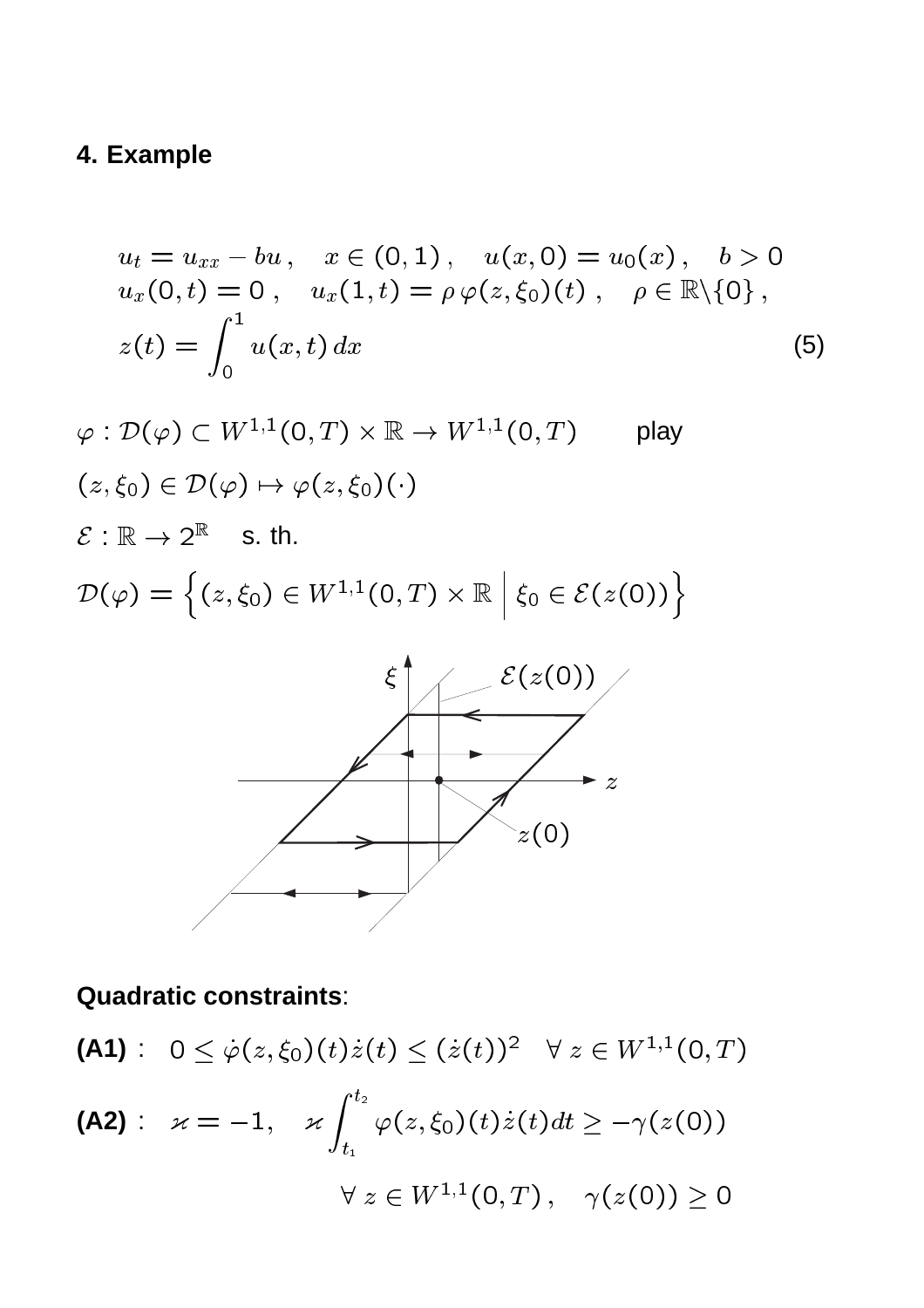## 4. Example

$$
\begin{aligned}
& u_t = u_{xx} - bu\,, \quad x \in (0,1)\,, \quad u(x,0) = u_0(x)\,, \quad b > 0 \\
& u_x(0,t) = 0\,, \quad u_x(1,t) = \rho\, \varphi(z,\xi_0)(t)\,, \quad \rho \in \mathbb{R}\backslash\{0\}\,, \\
& z(t) = \int_0^1 u(x,t)\, dx
\end{aligned}
\tag{5}
$$

$\varphi : \mathcal{D}(\varphi) \subset W^{1,1}(0,T) \times \mathbb{R} \to W^{1,1}(0,T)$ play

$(z, \xi_0) \in \mathcal{D}(\varphi) \mapsto \varphi(z,\xi_0)(\cdot)$

$\mathcal{E} : \mathbb{R} \to 2^{\mathbb{R}}$ s. th.

$$
\mathcal{D}(\varphi) = \Big\{ (z,\xi_0) \in W^{1,1}(0,T) \times \mathbb{R} \;\Big|\; \xi_0 \in \mathcal{E}(z(0)) \Big\}
$$

**Quadratic constraints**:

**(A1)** : $0 \le \dot{\varphi}(z,\xi_0)(t)\dot{z}(t) \le (\dot{z}(t))^2 \quad \forall\, z \in W^{1,1}(0,T)$

**(A2)** : $\varkappa = -1, \quad \varkappa \displaystyle\int_{t_1}^{t_2} \varphi(z,\xi_0)(t)\dot{z}(t)dt \ge -\gamma(z(0))$

$$
\forall\, z \in W^{1,1}(0,T)\,, \quad \gamma(z(0)) \ge 0
$$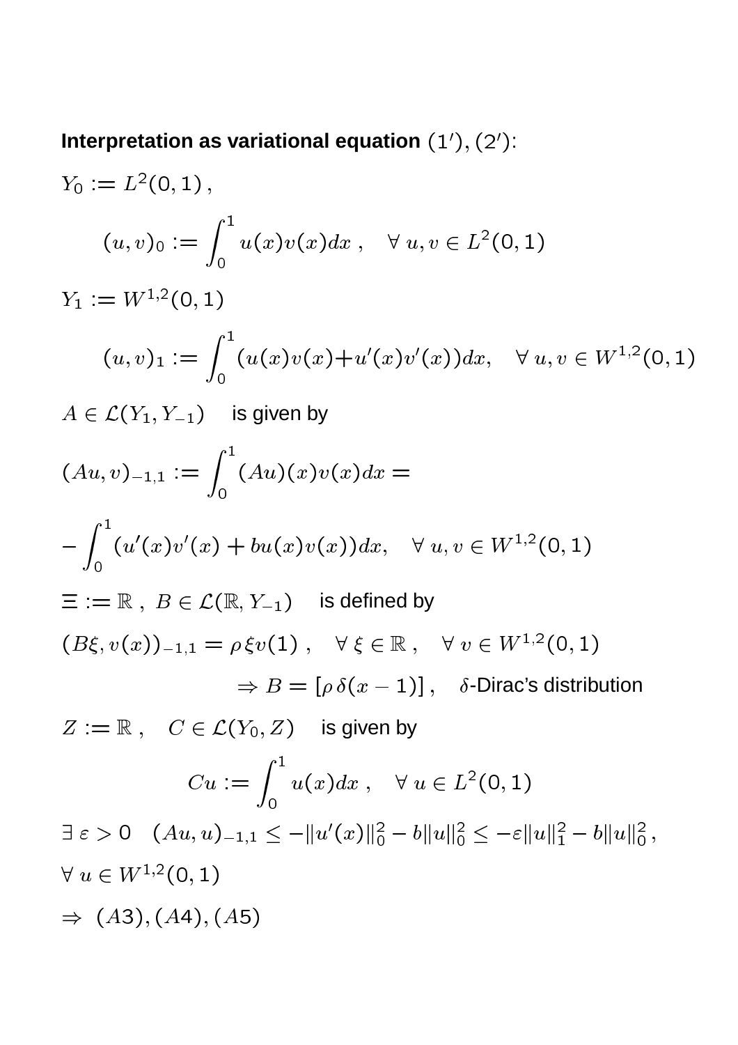**Interpretation as variational equation** $(1'), (2')$:

$Y_0 := L^2(0,1)\,,$

$$(u,v)_0 := \int_0^1 u(x)v(x)dx\ , \quad \forall\ u,v \in L^2(0,1)$$

$Y_1 := W^{1,2}(0,1)$

$$(u,v)_1 := \int_0^1 (u(x)v(x) + u'(x)v'(x))dx, \quad \forall\ u,v \in W^{1,2}(0,1)$$

$A \in \mathcal{L}(Y_1, Y_{-1})$ is given by

$$(Au,v)_{-1,1} := \int_0^1 (Au)(x)v(x)dx =$$

$$-\int_0^1 (u'(x)v'(x) + bu(x)v(x))dx, \quad \forall\ u,v \in W^{1,2}(0,1)$$

$\Xi := \mathbb{R}\ ,\ B \in \mathcal{L}(\mathbb{R}, Y_{-1})$ is defined by

$$(B\xi, v(x))_{-1,1} = \rho\,\xi v(1)\ , \quad \forall\ \xi \in \mathbb{R}\ , \quad \forall\ v \in W^{1,2}(0,1)$$

$$\Rightarrow B = [\rho\,\delta(x-1)]\,, \quad \delta\text{-Dirac's distribution}$$

$Z := \mathbb{R}\ , \quad C \in \mathcal{L}(Y_0, Z)$ is given by

$$Cu := \int_0^1 u(x)dx\ , \quad \forall\ u \in L^2(0,1)$$

$\exists\ \varepsilon > 0 \quad (Au,u)_{-1,1} \le -\|u'(x)\|_0^2 - b\|u\|_0^2 \le -\varepsilon\|u\|_1^2 - b\|u\|_0^2\,,$

$\forall\ u \in W^{1,2}(0,1)$

$\Rightarrow\ (A3), (A4), (A5)$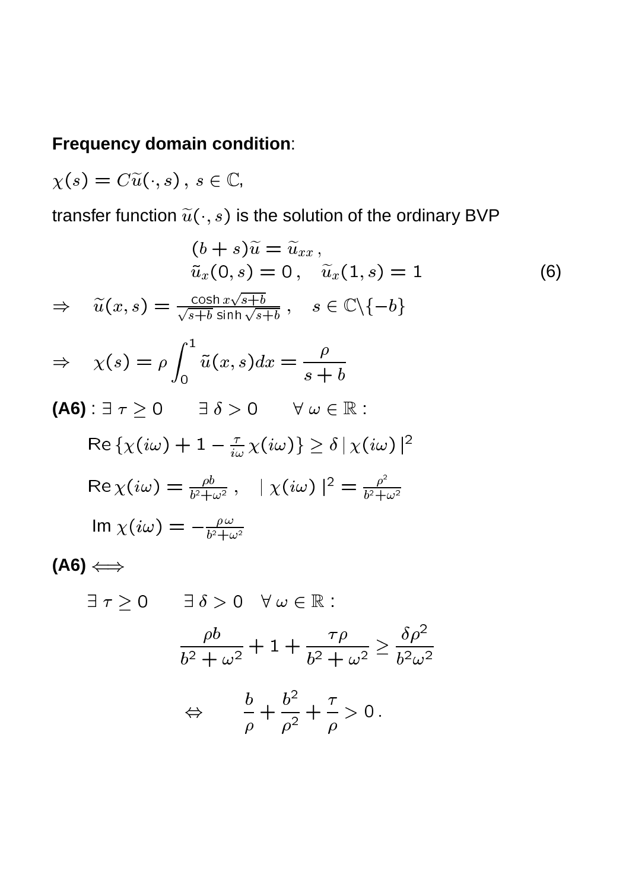**Frequency domain condition**:

$\chi(s) = C\widetilde{u}(\cdot, s)\,,\ s \in \mathbb{C}$,

transfer function $\widetilde{u}(\cdot, s)$ is the solution of the ordinary BVP

$$
\begin{aligned}
(b+s)\widetilde{u} &= \widetilde{u}_{xx}\,, \\
\widetilde{u}_x(0,s) = 0\,, &\quad \widetilde{u}_x(1,s) = 1
\end{aligned}
\tag{6}
$$

$$\Rightarrow \quad \widetilde{u}(x,s) = \frac{\cosh x\sqrt{s+b}}{\sqrt{s+b}\,\sinh\sqrt{s+b}}\,, \quad s \in \mathbb{C}\backslash\{-b\}$$

$$\Rightarrow \quad \chi(s) = \rho\int_0^1 \tilde{u}(x,s)dx = \frac{\rho}{s+b}$$

**(A6)** : $\exists\, \tau \geq 0 \qquad \exists\, \delta > 0 \qquad \forall\, \omega \in \mathbb{R}$ :

$$\mathrm{Re}\left\{\chi(i\omega) + 1 - \tfrac{\tau}{i\omega}\,\chi(i\omega)\right\} \geq \delta\,|\,\chi(i\omega)\,|^2$$

$$\mathrm{Re}\,\chi(i\omega) = \tfrac{\rho b}{b^2+\omega^2}\,, \quad |\,\chi(i\omega)\,|^2 = \tfrac{\rho^2}{b^2+\omega^2}$$

$$\mathrm{Im}\,\chi(i\omega) = -\tfrac{\rho\,\omega}{b^2+\omega^2}$$

**(A6)** $\Longleftrightarrow$

$\exists\, \tau \geq 0 \qquad \exists\, \delta > 0 \quad \forall\, \omega \in \mathbb{R}$ :

$$\frac{\rho b}{b^2+\omega^2} + 1 + \frac{\tau\rho}{b^2+\omega^2} \geq \frac{\delta\rho^2}{b^2\omega^2}$$

$$\Leftrightarrow \qquad \frac{b}{\rho} + \frac{b^2}{\rho^2} + \frac{\tau}{\rho} > 0\,.$$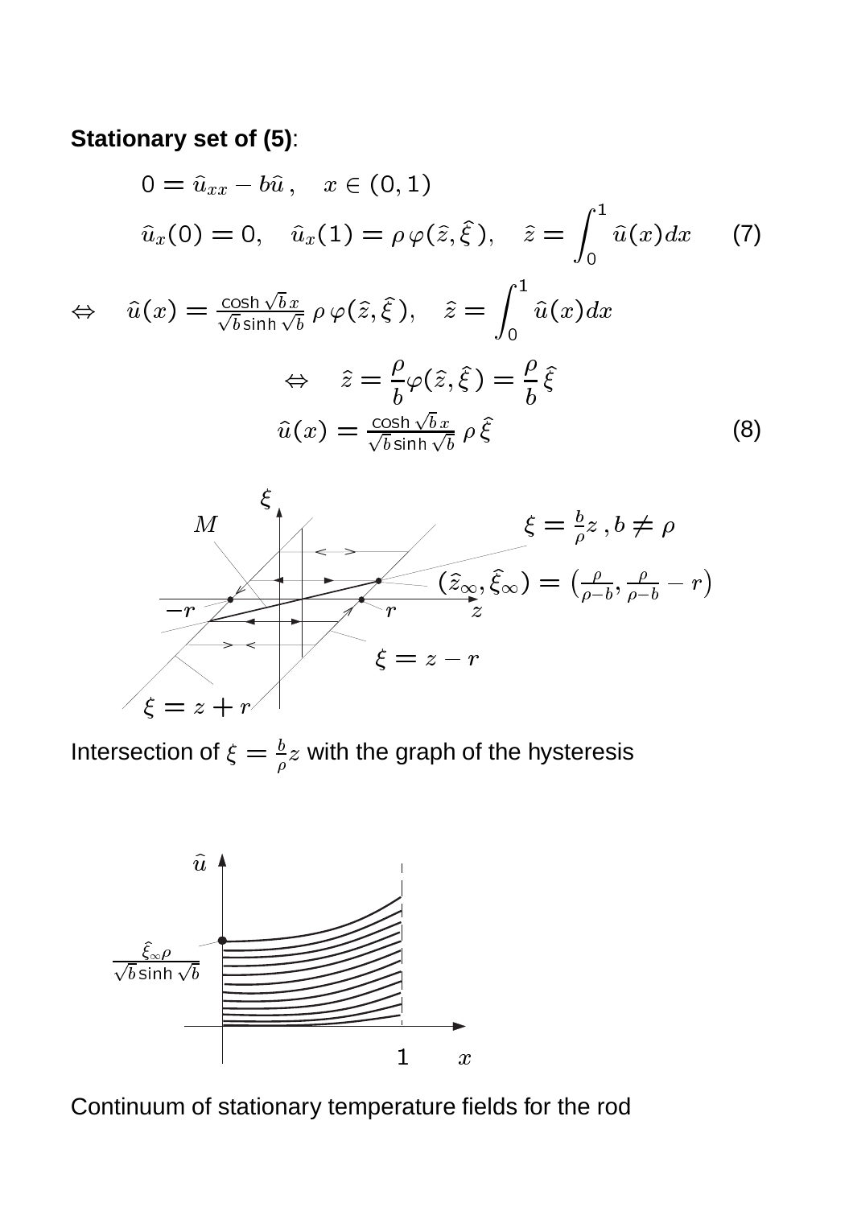**Stationary set of (5)**:

$$0 = \hat{u}_{xx} - b\hat{u}\,, \quad x \in (0,1)$$

$$\hat{u}_x(0) = 0, \quad \hat{u}_x(1) = \rho\,\varphi(\hat{z},\hat{\xi}\,), \quad \hat{z} = \int_0^1 \hat{u}(x)dx \qquad (7)$$

$$\Leftrightarrow \quad \hat{u}(x) = \tfrac{\cosh\sqrt{b}\,x}{\sqrt{b}\sinh\sqrt{b}}\,\rho\,\varphi(\hat{z},\hat{\xi}\,), \quad \hat{z} = \int_0^1 \hat{u}(x)dx$$

$$\Leftrightarrow \quad \hat{z} = \frac{\rho}{b}\varphi(\hat{z},\hat{\xi}\,) = \frac{\rho}{b}\hat{\xi}$$

$$\hat{u}(x) = \tfrac{\cosh\sqrt{b}\,x}{\sqrt{b}\sinh\sqrt{b}}\,\rho\,\hat{\xi} \qquad (8)$$

Intersection of $\xi = \frac{b}{\rho}z$ with the graph of the hysteresis

Continuum of stationary temperature fields for the rod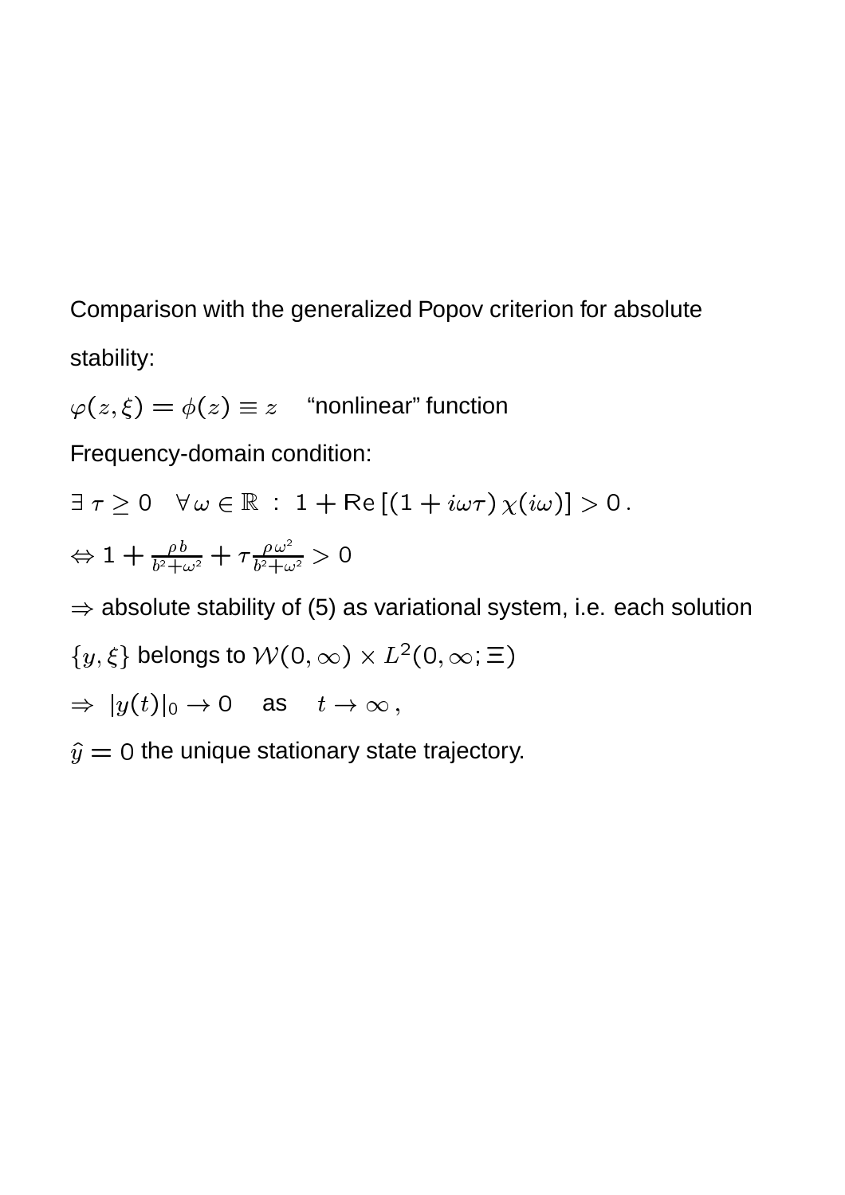Comparison with the generalized Popov criterion for absolute stability:

$\varphi(z,\xi) = \phi(z) \equiv z$ "nonlinear" function

Frequency-domain condition:

$\exists\, \tau \geq 0 \quad \forall\, \omega \in \mathbb{R} \;:\; 1 + \mathrm{Re}\,[(1 + i\omega\tau)\,\chi(i\omega)] > 0\,.$

$\Leftrightarrow 1 + \frac{\rho\, b}{b^2+\omega^2} + \tau \frac{\rho\,\omega^2}{b^2+\omega^2} > 0$

$\Rightarrow$ absolute stability of (5) as variational system, i.e. each solution $\{y, \xi\}$ belongs to $\mathcal{W}(0,\infty) \times L^2(0,\infty;\Xi)$

$\Rightarrow\; |y(t)|_0 \to 0 \quad$ as $\quad t \to \infty\,,$

$\hat{y} = 0$ the unique stationary state trajectory.